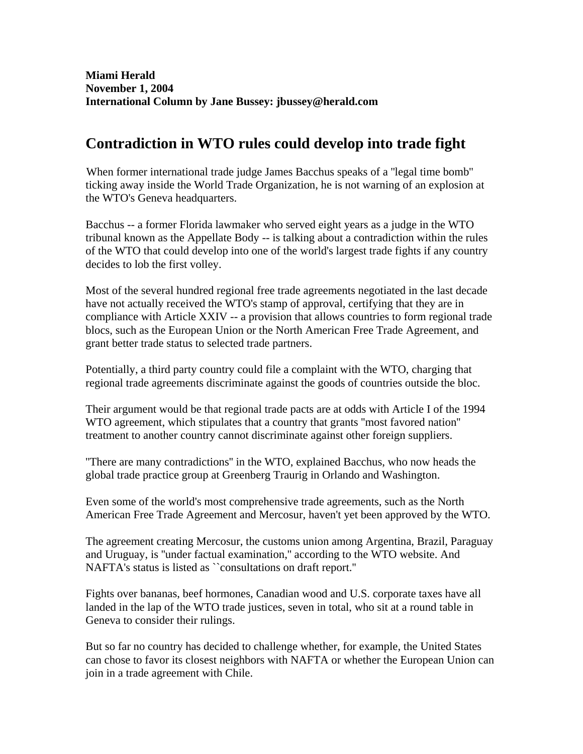**Miami Herald**
**November 1, 2004**
**International Column by Jane Bussey: jbussey@herald.com**

# Contradiction in WTO rules could develop into trade fight

When former international trade judge James Bacchus speaks of a "legal time bomb" ticking away inside the World Trade Organization, he is not warning of an explosion at the WTO's Geneva headquarters.

Bacchus -- a former Florida lawmaker who served eight years as a judge in the WTO tribunal known as the Appellate Body -- is talking about a contradiction within the rules of the WTO that could develop into one of the world's largest trade fights if any country decides to lob the first volley.

Most of the several hundred regional free trade agreements negotiated in the last decade have not actually received the WTO's stamp of approval, certifying that they are in compliance with Article XXIV -- a provision that allows countries to form regional trade blocs, such as the European Union or the North American Free Trade Agreement, and grant better trade status to selected trade partners.

Potentially, a third party country could file a complaint with the WTO, charging that regional trade agreements discriminate against the goods of countries outside the bloc.

Their argument would be that regional trade pacts are at odds with Article I of the 1994 WTO agreement, which stipulates that a country that grants "most favored nation" treatment to another country cannot discriminate against other foreign suppliers.

"There are many contradictions" in the WTO, explained Bacchus, who now heads the global trade practice group at Greenberg Traurig in Orlando and Washington.

Even some of the world's most comprehensive trade agreements, such as the North American Free Trade Agreement and Mercosur, haven't yet been approved by the WTO.

The agreement creating Mercosur, the customs union among Argentina, Brazil, Paraguay and Uruguay, is "under factual examination," according to the WTO website. And NAFTA's status is listed as ``consultations on draft report.''

Fights over bananas, beef hormones, Canadian wood and U.S. corporate taxes have all landed in the lap of the WTO trade justices, seven in total, who sit at a round table in Geneva to consider their rulings.

But so far no country has decided to challenge whether, for example, the United States can chose to favor its closest neighbors with NAFTA or whether the European Union can join in a trade agreement with Chile.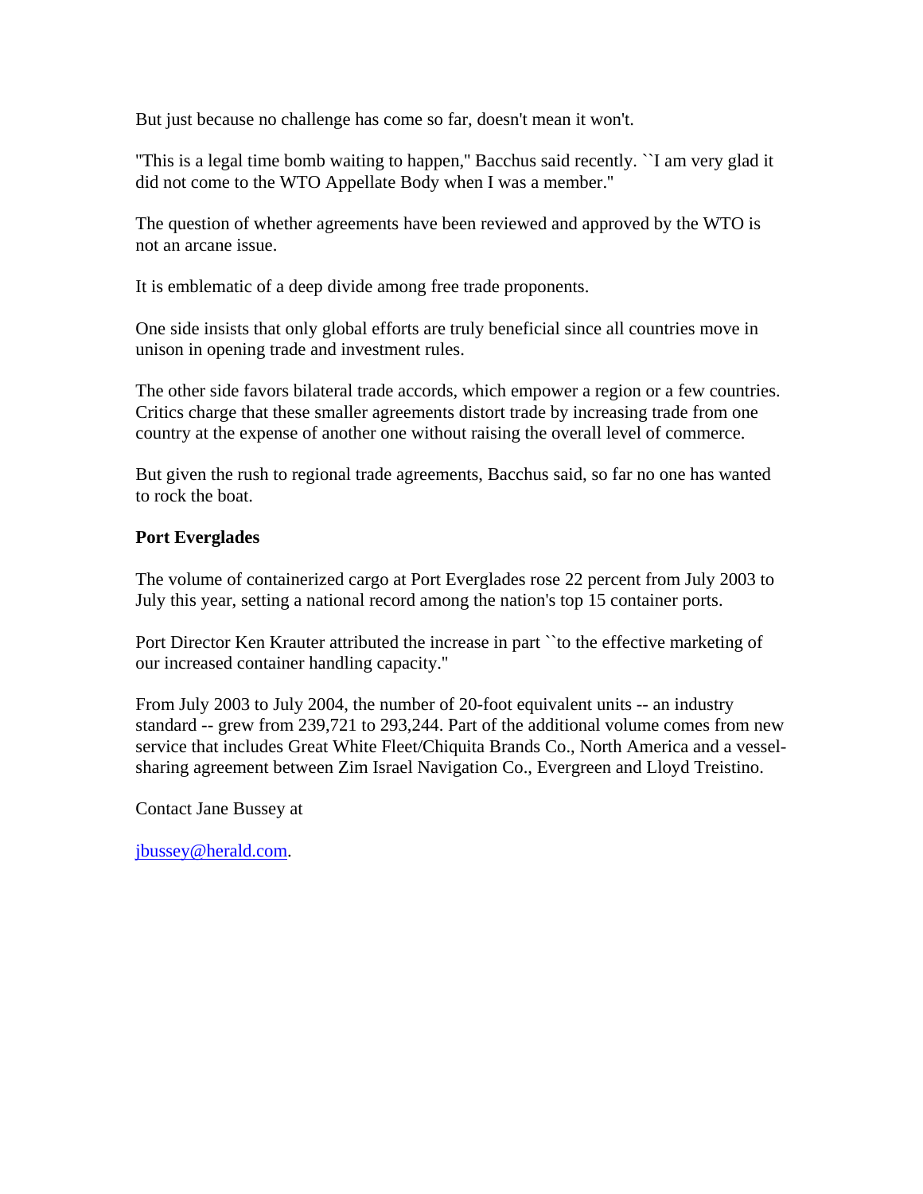But just because no challenge has come so far, doesn't mean it won't.

"This is a legal time bomb waiting to happen," Bacchus said recently. ``I am very glad it did not come to the WTO Appellate Body when I was a member."

The question of whether agreements have been reviewed and approved by the WTO is not an arcane issue.

It is emblematic of a deep divide among free trade proponents.

One side insists that only global efforts are truly beneficial since all countries move in unison in opening trade and investment rules.

The other side favors bilateral trade accords, which empower a region or a few countries. Critics charge that these smaller agreements distort trade by increasing trade from one country at the expense of another one without raising the overall level of commerce.

But given the rush to regional trade agreements, Bacchus said, so far no one has wanted to rock the boat.

**Port Everglades**

The volume of containerized cargo at Port Everglades rose 22 percent from July 2003 to July this year, setting a national record among the nation's top 15 container ports.

Port Director Ken Krauter attributed the increase in part ``to the effective marketing of our increased container handling capacity."

From July 2003 to July 2004, the number of 20-foot equivalent units -- an industry standard -- grew from 239,721 to 293,244. Part of the additional volume comes from new service that includes Great White Fleet/Chiquita Brands Co., North America and a vessel-sharing agreement between Zim Israel Navigation Co., Evergreen and Lloyd Treistino.

Contact Jane Bussey at

jbussey@herald.com.